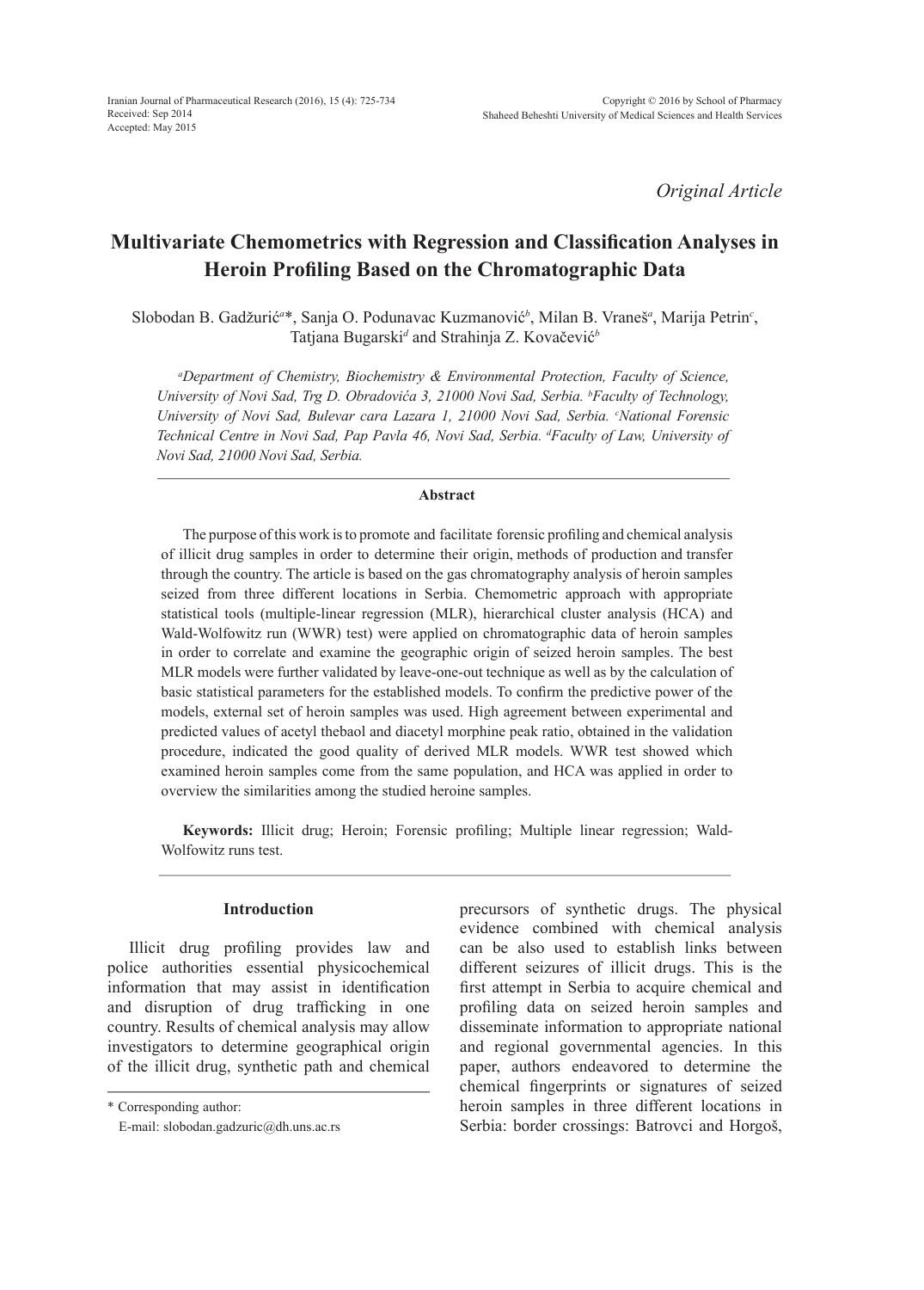*Original Article*

# Multivariate Chemometrics with Regression and Classification Analyses in Heroin Profiling Based on the Chromatographic Data

Slobodan B. Gadžurić[a]*, Sanja O. Podunavac Kuzmanović[b], Milan B. Vraneš[a], Marija Petrin[c], Tatjana Bugarski[d] and Strahinja Z. Kovačević[b]

*[a]Department of Chemistry, Biochemistry & Environmental Protection, Faculty of Science, University of Novi Sad, Trg D. Obradovića 3, 21000 Novi Sad, Serbia. [b]Faculty of Technology, University of Novi Sad, Bulevar cara Lazara 1, 21000 Novi Sad, Serbia. [c]National Forensic Technical Centre in Novi Sad, Pap Pavla 46, Novi Sad, Serbia. [d]Faculty of Law, University of Novi Sad, 21000 Novi Sad, Serbia.*

## Abstract

The purpose of this work is to promote and facilitate forensic profiling and chemical analysis of illicit drug samples in order to determine their origin, methods of production and transfer through the country. The article is based on the gas chromatography analysis of heroin samples seized from three different locations in Serbia. Chemometric approach with appropriate statistical tools (multiple-linear regression (MLR), hierarchical cluster analysis (HCA) and Wald-Wolfowitz run (WWR) test) were applied on chromatographic data of heroin samples in order to correlate and examine the geographic origin of seized heroin samples. The best MLR models were further validated by leave-one-out technique as well as by the calculation of basic statistical parameters for the established models. To confirm the predictive power of the models, external set of heroin samples was used. High agreement between experimental and predicted values of acetyl thebaol and diacetyl morphine peak ratio, obtained in the validation procedure, indicated the good quality of derived MLR models. WWR test showed which examined heroin samples come from the same population, and HCA was applied in order to overview the similarities among the studied heroine samples.

**Keywords:** Illicit drug; Heroin; Forensic profiling; Multiple linear regression; Wald-Wolfowitz runs test.

## Introduction

Illicit drug profiling provides law and police authorities essential physicochemical information that may assist in identification and disruption of drug trafficking in one country. Results of chemical analysis may allow investigators to determine geographical origin of the illicit drug, synthetic path and chemical precursors of synthetic drugs. The physical evidence combined with chemical analysis can be also used to establish links between different seizures of illicit drugs. This is the first attempt in Serbia to acquire chemical and profiling data on seized heroin samples and disseminate information to appropriate national and regional governmental agencies. In this paper, authors endeavored to determine the chemical fingerprints or signatures of seized heroin samples in three different locations in Serbia: border crossings: Batrovci and Horgoš,

\* Corresponding author:
E-mail: slobodan.gadzuric@dh.uns.ac.rs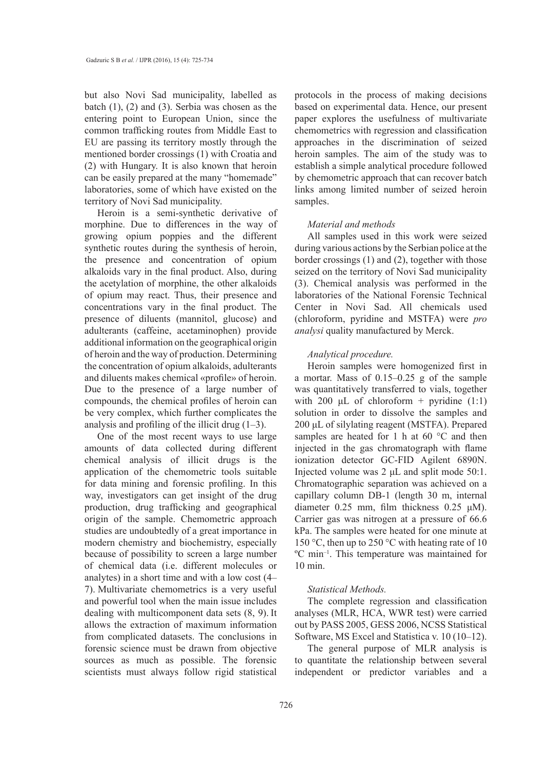but also Novi Sad municipality, labelled as batch (1), (2) and (3). Serbia was chosen as the entering point to European Union, since the common trafficking routes from Middle East to EU are passing its territory mostly through the mentioned border crossings (1) with Croatia and (2) with Hungary. It is also known that heroin can be easily prepared at the many "homemade" laboratories, some of which have existed on the territory of Novi Sad municipality.

Heroin is a semi-synthetic derivative of morphine. Due to differences in the way of growing opium poppies and the different synthetic routes during the synthesis of heroin, the presence and concentration of opium alkaloids vary in the final product. Also, during the acetylation of morphine, the other alkaloids of opium may react. Thus, their presence and concentrations vary in the final product. The presence of diluents (mannitol, glucose) and adulterants (caffeine, acetaminophen) provide additional information on the geographical origin of heroin and the way of production. Determining the concentration of opium alkaloids, adulterants and diluents makes chemical «profile» of heroin. Due to the presence of a large number of compounds, the chemical profiles of heroin can be very complex, which further complicates the analysis and profiling of the illicit drug (1–3).

One of the most recent ways to use large amounts of data collected during different chemical analysis of illicit drugs is the application of the chemometric tools suitable for data mining and forensic profiling. In this way, investigators can get insight of the drug production, drug trafficking and geographical origin of the sample. Chemometric approach studies are undoubtedly of a great importance in modern chemistry and biochemistry, especially because of possibility to screen a large number of chemical data (i.e. different molecules or analytes) in a short time and with a low cost (4–7). Multivariate chemometrics is a very useful and powerful tool when the main issue includes dealing with multicomponent data sets (8, 9). It allows the extraction of maximum information from complicated datasets. The conclusions in forensic science must be drawn from objective sources as much as possible. The forensic scientists must always follow rigid statistical protocols in the process of making decisions based on experimental data. Hence, our present paper explores the usefulness of multivariate chemometrics with regression and classification approaches in the discrimination of seized heroin samples. The aim of the study was to establish a simple analytical procedure followed by chemometric approach that can recover batch links among limited number of seized heroin samples.

### *Material and methods*

All samples used in this work were seized during various actions by the Serbian police at the border crossings (1) and (2), together with those seized on the territory of Novi Sad municipality (3). Chemical analysis was performed in the laboratories of the National Forensic Technical Center in Novi Sad. All chemicals used (chloroform, pyridine and MSTFA) were *pro analysi* quality manufactured by Merck.

### *Analytical procedure.*

Heroin samples were homogenized first in a mortar. Mass of 0.15–0.25 g of the sample was quantitatively transferred to vials, together with 200 μL of chloroform + pyridine (1:1) solution in order to dissolve the samples and 200 μL of silylating reagent (MSTFA). Prepared samples are heated for 1 h at 60 °C and then injected in the gas chromatograph with flame ionization detector GC-FID Agilent 6890N. Injected volume was 2 μL and split mode 50:1. Chromatographic separation was achieved on a capillary column DB-1 (length 30 m, internal diameter 0.25 mm, film thickness 0.25 μM). Carrier gas was nitrogen at a pressure of 66.6 kPa. The samples were heated for one minute at 150 °C, then up to 250 °C with heating rate of 10 °C $min^{-1}$. This temperature was maintained for 10 min.

### *Statistical Methods.*

The complete regression and classification analyses (MLR, HCA, WWR test) were carried out by PASS 2005, GESS 2006, NCSS Statistical Software, MS Excel and Statistica v. 10 (10–12).

The general purpose of MLR analysis is to quantitate the relationship between several independent or predictor variables and a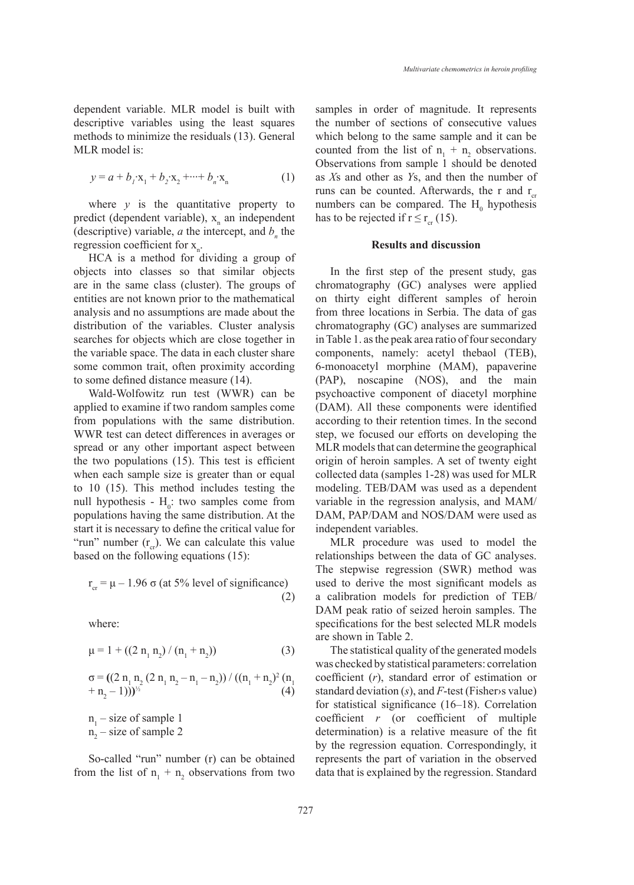dependent variable. MLR model is built with descriptive variables using the least squares methods to minimize the residuals (13). General MLR model is:

$$y = a + b_1 \cdot x_1 + b_2 \cdot x_2 + \cdots + b_n \cdot x_n \qquad (1)$$

where $y$ is the quantitative property to predict (dependent variable), $x_n$ an independent (descriptive) variable, $a$ the intercept, and $b_n$ the regression coefficient for $x_n$.

HCA is a method for dividing a group of objects into classes so that similar objects are in the same class (cluster). The groups of entities are not known prior to the mathematical analysis and no assumptions are made about the distribution of the variables. Cluster analysis searches for objects which are close together in the variable space. The data in each cluster share some common trait, often proximity according to some defined distance measure (14).

Wald-Wolfowitz run test (WWR) can be applied to examine if two random samples come from populations with the same distribution. WWR test can detect differences in averages or spread or any other important aspect between the two populations (15). This test is efficient when each sample size is greater than or equal to 10 (15). This method includes testing the null hypothesis - $H_0$: two samples come from populations having the same distribution. At the start it is necessary to define the critical value for "run" number ($r_{cr}$). We can calculate this value based on the following equations (15):

$$r_{cr} = \mu - 1.96\,\sigma \text{ (at 5\% level of significance)} \qquad (2)$$

where:

$$\mu = 1 + ((2\,n_1\,n_2) / (n_1 + n_2)) \qquad (3)$$

$$\sigma = ((2\,n_1\,n_2\,(2\,n_1\,n_2 - n_1 - n_2)) / ((n_1 + n_2)^2\,(n_1 + n_2 - 1)))^{1/2} \qquad (4)$$

$n_1$ – size of sample 1
$n_2$ – size of sample 2

So-called "run" number (r) can be obtained from the list of $n_1 + n_2$ observations from two samples in order of magnitude. It represents the number of sections of consecutive values which belong to the same sample and it can be counted from the list of $n_1 + n_2$ observations. Observations from sample 1 should be denoted as *X*s and other as *Y*s, and then the number of runs can be counted. Afterwards, the r and $r_{cr}$ numbers can be compared. The $H_0$ hypothesis has to be rejected if $r \leq r_{cr}$ (15).

## Results and discussion

In the first step of the present study, gas chromatography (GC) analyses were applied on thirty eight different samples of heroin from three locations in Serbia. The data of gas chromatography (GC) analyses are summarized in Table 1. as the peak area ratio of four secondary components, namely: acetyl thebaol (TEB), 6-monoacetyl morphine (MAM), papaverine (PAP), noscapine (NOS), and the main psychoactive component of diacetyl morphine (DAM). All these components were identified according to their retention times. In the second step, we focused our efforts on developing the MLR models that can determine the geographical origin of heroin samples. A set of twenty eight collected data (samples 1-28) was used for MLR modeling. TEB/DAM was used as a dependent variable in the regression analysis, and MAM/DAM, PAP/DAM and NOS/DAM were used as independent variables.

MLR procedure was used to model the relationships between the data of GC analyses. The stepwise regression (SWR) method was used to derive the most significant models as a calibration models for prediction of TEB/DAM peak ratio of seized heroin samples. The specifications for the best selected MLR models are shown in Table 2.

The statistical quality of the generated models was checked by statistical parameters: correlation coefficient (*r*), standard error of estimation or standard deviation (*s*), and *F*-test (Fisher›s value) for statistical significance (16–18). Correlation coefficient *r* (or coefficient of multiple determination) is a relative measure of the fit by the regression equation. Correspondingly, it represents the part of variation in the observed data that is explained by the regression. Standard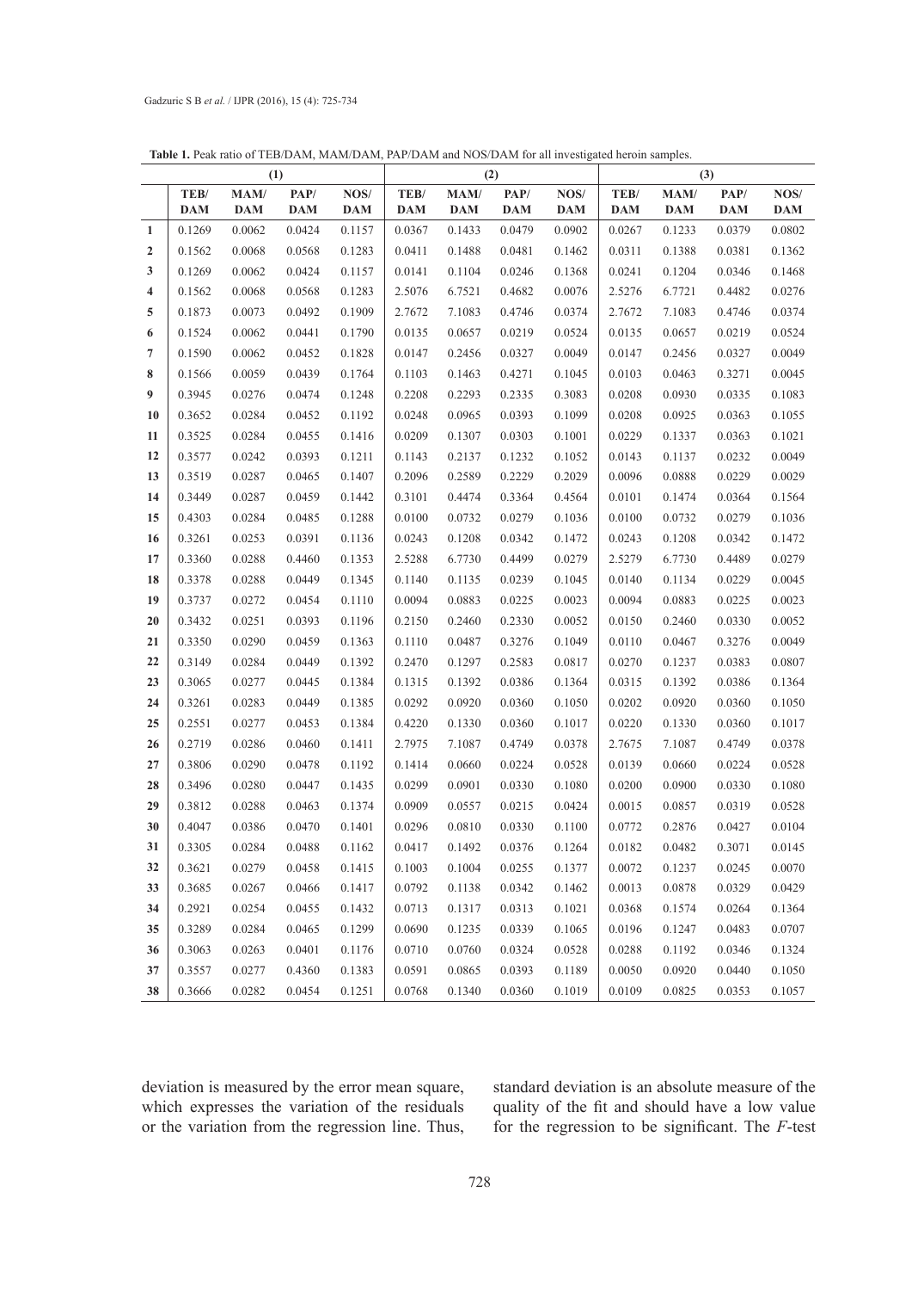**Table 1.** Peak ratio of TEB/DAM, MAM/DAM, PAP/DAM and NOS/DAM for all investigated heroin samples.

| | (1) | | | | (2) | | | | (3) | | | |
|---|---|---|---|---|---|---|---|---|---|---|---|---|
| | TEB/ DAM | MAM/ DAM | PAP/ DAM | NOS/ DAM | TEB/ DAM | MAM/ DAM | PAP/ DAM | NOS/ DAM | TEB/ DAM | MAM/ DAM | PAP/ DAM | NOS/ DAM |
| **1** | 0.1269 | 0.0062 | 0.0424 | 0.1157 | 0.0367 | 0.1433 | 0.0479 | 0.0902 | 0.0267 | 0.1233 | 0.0379 | 0.0802 |
| **2** | 0.1562 | 0.0068 | 0.0568 | 0.1283 | 0.0411 | 0.1488 | 0.0481 | 0.1462 | 0.0311 | 0.1388 | 0.0381 | 0.1362 |
| **3** | 0.1269 | 0.0062 | 0.0424 | 0.1157 | 0.0141 | 0.1104 | 0.0246 | 0.1368 | 0.0241 | 0.1204 | 0.0346 | 0.1468 |
| **4** | 0.1562 | 0.0068 | 0.0568 | 0.1283 | 2.5076 | 6.7521 | 0.4682 | 0.0076 | 2.5276 | 6.7721 | 0.4482 | 0.0276 |
| **5** | 0.1873 | 0.0073 | 0.0492 | 0.1909 | 2.7672 | 7.1083 | 0.4746 | 0.0374 | 2.7672 | 7.1083 | 0.4746 | 0.0374 |
| **6** | 0.1524 | 0.0062 | 0.0441 | 0.1790 | 0.0135 | 0.0657 | 0.0219 | 0.0524 | 0.0135 | 0.0657 | 0.0219 | 0.0524 |
| **7** | 0.1590 | 0.0062 | 0.0452 | 0.1828 | 0.0147 | 0.2456 | 0.0327 | 0.0049 | 0.0147 | 0.2456 | 0.0327 | 0.0049 |
| **8** | 0.1566 | 0.0059 | 0.0439 | 0.1764 | 0.1103 | 0.1463 | 0.4271 | 0.1045 | 0.0103 | 0.0463 | 0.3271 | 0.0045 |
| **9** | 0.3945 | 0.0276 | 0.0474 | 0.1248 | 0.2208 | 0.2293 | 0.2335 | 0.3083 | 0.0208 | 0.0930 | 0.0335 | 0.1083 |
| **10** | 0.3652 | 0.0284 | 0.0452 | 0.1192 | 0.0248 | 0.0965 | 0.0393 | 0.1099 | 0.0208 | 0.0925 | 0.0363 | 0.1055 |
| **11** | 0.3525 | 0.0284 | 0.0455 | 0.1416 | 0.0209 | 0.1307 | 0.0303 | 0.1001 | 0.0229 | 0.1337 | 0.0363 | 0.1021 |
| **12** | 0.3577 | 0.0242 | 0.0393 | 0.1211 | 0.1143 | 0.2137 | 0.1232 | 0.1052 | 0.0143 | 0.1137 | 0.0232 | 0.0049 |
| **13** | 0.3519 | 0.0287 | 0.0465 | 0.1407 | 0.2096 | 0.2589 | 0.2229 | 0.2029 | 0.0096 | 0.0888 | 0.0229 | 0.0029 |
| **14** | 0.3449 | 0.0287 | 0.0459 | 0.1442 | 0.3101 | 0.4474 | 0.3364 | 0.4564 | 0.0101 | 0.1474 | 0.0364 | 0.1564 |
| **15** | 0.4303 | 0.0284 | 0.0485 | 0.1288 | 0.0100 | 0.0732 | 0.0279 | 0.1036 | 0.0100 | 0.0732 | 0.0279 | 0.1036 |
| **16** | 0.3261 | 0.0253 | 0.0391 | 0.1136 | 0.0243 | 0.1208 | 0.0342 | 0.1472 | 0.0243 | 0.1208 | 0.0342 | 0.1472 |
| **17** | 0.3360 | 0.0288 | 0.4460 | 0.1353 | 2.5288 | 6.7730 | 0.4499 | 0.0279 | 2.5279 | 6.7730 | 0.4489 | 0.0279 |
| **18** | 0.3378 | 0.0288 | 0.0449 | 0.1345 | 0.1140 | 0.1135 | 0.0239 | 0.1045 | 0.0140 | 0.1134 | 0.0229 | 0.0045 |
| **19** | 0.3737 | 0.0272 | 0.0454 | 0.1110 | 0.0094 | 0.0883 | 0.0225 | 0.0023 | 0.0094 | 0.0883 | 0.0225 | 0.0023 |
| **20** | 0.3432 | 0.0251 | 0.0393 | 0.1196 | 0.2150 | 0.2460 | 0.2330 | 0.0052 | 0.0150 | 0.2460 | 0.0330 | 0.0052 |
| **21** | 0.3350 | 0.0290 | 0.0459 | 0.1363 | 0.1110 | 0.0487 | 0.3276 | 0.1049 | 0.0110 | 0.0467 | 0.3276 | 0.0049 |
| **22** | 0.3149 | 0.0284 | 0.0449 | 0.1392 | 0.2470 | 0.1297 | 0.2583 | 0.0817 | 0.0270 | 0.1237 | 0.0383 | 0.0807 |
| **23** | 0.3065 | 0.0277 | 0.0445 | 0.1384 | 0.1315 | 0.1392 | 0.0386 | 0.1364 | 0.0315 | 0.1392 | 0.0386 | 0.1364 |
| **24** | 0.3261 | 0.0283 | 0.0449 | 0.1385 | 0.0292 | 0.0920 | 0.0360 | 0.1050 | 0.0202 | 0.0920 | 0.0360 | 0.1050 |
| **25** | 0.2551 | 0.0277 | 0.0453 | 0.1384 | 0.4220 | 0.1330 | 0.0360 | 0.1017 | 0.0220 | 0.1330 | 0.0360 | 0.1017 |
| **26** | 0.2719 | 0.0286 | 0.0460 | 0.1411 | 2.7975 | 7.1087 | 0.4749 | 0.0378 | 2.7675 | 7.1087 | 0.4749 | 0.0378 |
| **27** | 0.3806 | 0.0290 | 0.0478 | 0.1192 | 0.1414 | 0.0660 | 0.0224 | 0.0528 | 0.0139 | 0.0660 | 0.0224 | 0.0528 |
| **28** | 0.3496 | 0.0280 | 0.0447 | 0.1435 | 0.0299 | 0.0901 | 0.0330 | 0.1080 | 0.0200 | 0.0900 | 0.0330 | 0.1080 |
| **29** | 0.3812 | 0.0288 | 0.0463 | 0.1374 | 0.0909 | 0.0557 | 0.0215 | 0.0424 | 0.0015 | 0.0857 | 0.0319 | 0.0528 |
| **30** | 0.4047 | 0.0386 | 0.0470 | 0.1401 | 0.0296 | 0.0810 | 0.0330 | 0.1100 | 0.0772 | 0.2876 | 0.0427 | 0.0104 |
| **31** | 0.3305 | 0.0284 | 0.0488 | 0.1162 | 0.0417 | 0.1492 | 0.0376 | 0.1264 | 0.0182 | 0.0482 | 0.3071 | 0.0145 |
| **32** | 0.3621 | 0.0279 | 0.0458 | 0.1415 | 0.1003 | 0.1004 | 0.0255 | 0.1377 | 0.0072 | 0.1237 | 0.0245 | 0.0070 |
| **33** | 0.3685 | 0.0267 | 0.0466 | 0.1417 | 0.0792 | 0.1138 | 0.0342 | 0.1462 | 0.0013 | 0.0878 | 0.0329 | 0.0429 |
| **34** | 0.2921 | 0.0254 | 0.0455 | 0.1432 | 0.0713 | 0.1317 | 0.0313 | 0.1021 | 0.0368 | 0.1574 | 0.0264 | 0.1364 |
| **35** | 0.3289 | 0.0284 | 0.0465 | 0.1299 | 0.0690 | 0.1235 | 0.0339 | 0.1065 | 0.0196 | 0.1247 | 0.0483 | 0.0707 |
| **36** | 0.3063 | 0.0263 | 0.0401 | 0.1176 | 0.0710 | 0.0760 | 0.0324 | 0.0528 | 0.0288 | 0.1192 | 0.0346 | 0.1324 |
| **37** | 0.3557 | 0.0277 | 0.4360 | 0.1383 | 0.0591 | 0.0865 | 0.0393 | 0.1189 | 0.0050 | 0.0920 | 0.0440 | 0.1050 |
| **38** | 0.3666 | 0.0282 | 0.0454 | 0.1251 | 0.0768 | 0.1340 | 0.0360 | 0.1019 | 0.0109 | 0.0825 | 0.0353 | 0.1057 |

deviation is measured by the error mean square, which expresses the variation of the residuals or the variation from the regression line. Thus, standard deviation is an absolute measure of the quality of the fit and should have a low value for the regression to be significant. The *F*-test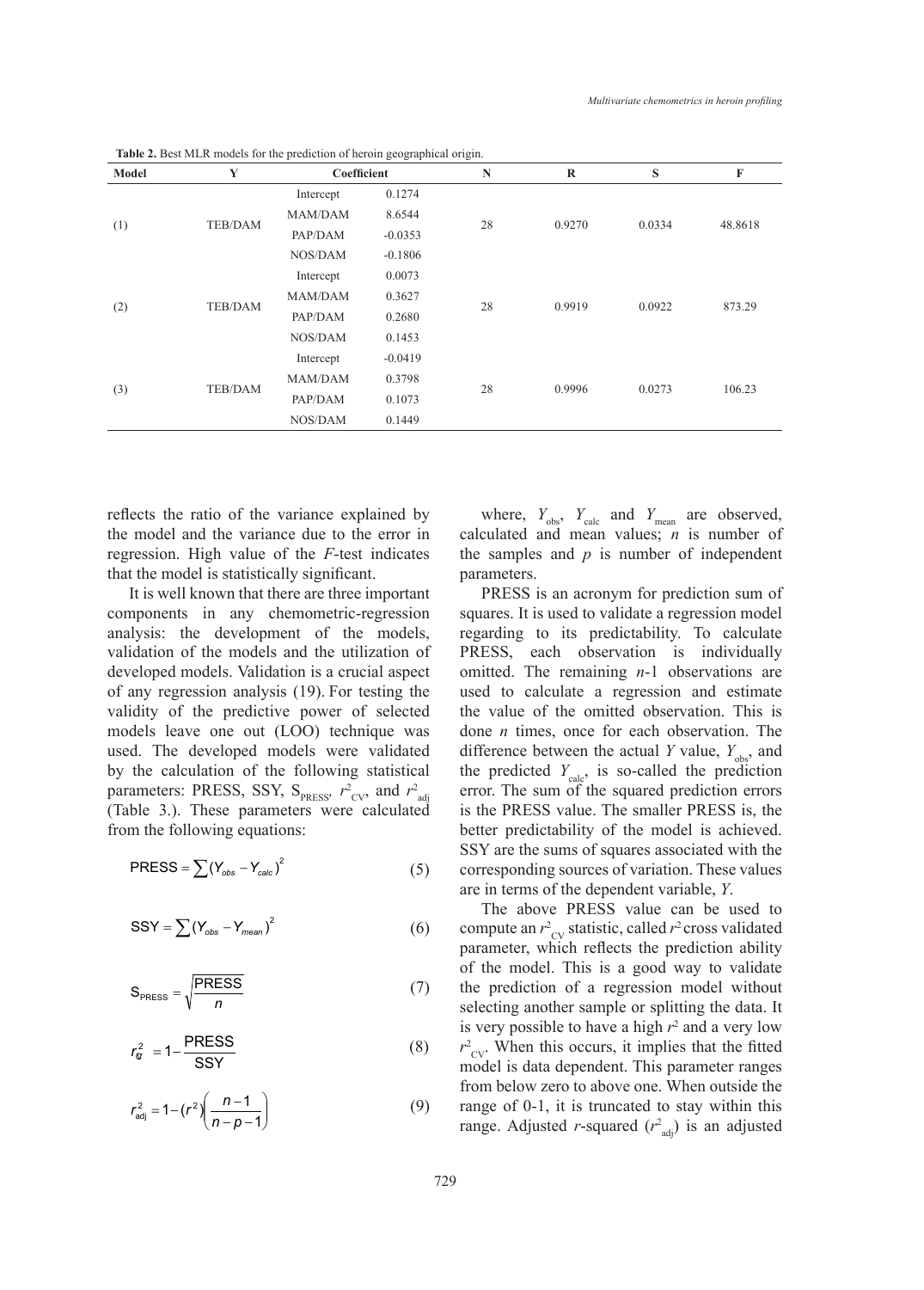**Table 2.** Best MLR models for the prediction of heroin geographical origin.

| Model | Y | Coefficient | | N | R | S | F |
|---|---|---|---|---|---|---|---|
| (1) | TEB/DAM | Intercept | 0.1274 | 28 | 0.9270 | 0.0334 | 48.8618 |
| | | MAM/DAM | 8.6544 | | | | |
| | | PAP/DAM | -0.0353 | | | | |
| | | NOS/DAM | -0.1806 | | | | |
| (2) | TEB/DAM | Intercept | 0.0073 | 28 | 0.9919 | 0.0922 | 873.29 |
| | | MAM/DAM | 0.3627 | | | | |
| | | PAP/DAM | 0.2680 | | | | |
| | | NOS/DAM | 0.1453 | | | | |
| (3) | TEB/DAM | Intercept | -0.0419 | 28 | 0.9996 | 0.0273 | 106.23 |
| | | MAM/DAM | 0.3798 | | | | |
| | | PAP/DAM | 0.1073 | | | | |
| | | NOS/DAM | 0.1449 | | | | |

reflects the ratio of the variance explained by the model and the variance due to the error in regression. High value of the *F*-test indicates that the model is statistically significant.

It is well known that there are three important components in any chemometric-regression analysis: the development of the models, validation of the models and the utilization of developed models. Validation is a crucial aspect of any regression analysis (19). For testing the validity of the predictive power of selected models leave one out (LOO) technique was used. The developed models were validated by the calculation of the following statistical parameters: PRESS, SSY, $S_{PRESS}$, $r^2_{CV}$, and $r^2_{adj}$ (Table 3.). These parameters were calculated from the following equations:

$$\text{PRESS} = \sum (Y_{obs} - Y_{calc})^2 \quad (5)$$

$$\text{SSY} = \sum (Y_{obs} - Y_{mean})^2 \quad (6)$$

$$S_{PRESS} = \sqrt{\frac{\text{PRESS}}{n}} \quad (7)$$

$$r^2_{CV} = 1 - \frac{\text{PRESS}}{\text{SSY}} \quad (8)$$

$$r^2_{adj} = 1 - (r^2)\left(\frac{n-1}{n-p-1}\right) \quad (9)$$

where, $Y_{obs}$, $Y_{calc}$ and $Y_{mean}$ are observed, calculated and mean values; *n* is number of the samples and *p* is number of independent parameters.

PRESS is an acronym for prediction sum of squares. It is used to validate a regression model regarding to its predictability. To calculate PRESS, each observation is individually omitted. The remaining *n*-1 observations are used to calculate a regression and estimate the value of the omitted observation. This is done *n* times, once for each observation. The difference between the actual *Y* value, $Y_{obs}$, and the predicted $Y_{calc}$, is so-called the prediction error. The sum of the squared prediction errors is the PRESS value. The smaller PRESS is, the better predictability of the model is achieved. SSY are the sums of squares associated with the corresponding sources of variation. These values are in terms of the dependent variable, *Y*.

The above PRESS value can be used to compute an $r^2_{CV}$ statistic, called $r^2$ cross validated parameter, which reflects the prediction ability of the model. This is a good way to validate the prediction of a regression model without selecting another sample or splitting the data. It is very possible to have a high $r^2$ and a very low $r^2_{CV}$. When this occurs, it implies that the fitted model is data dependent. This parameter ranges from below zero to above one. When outside the range of 0-1, it is truncated to stay within this range. Adjusted *r*-squared ($r^2_{adj}$) is an adjusted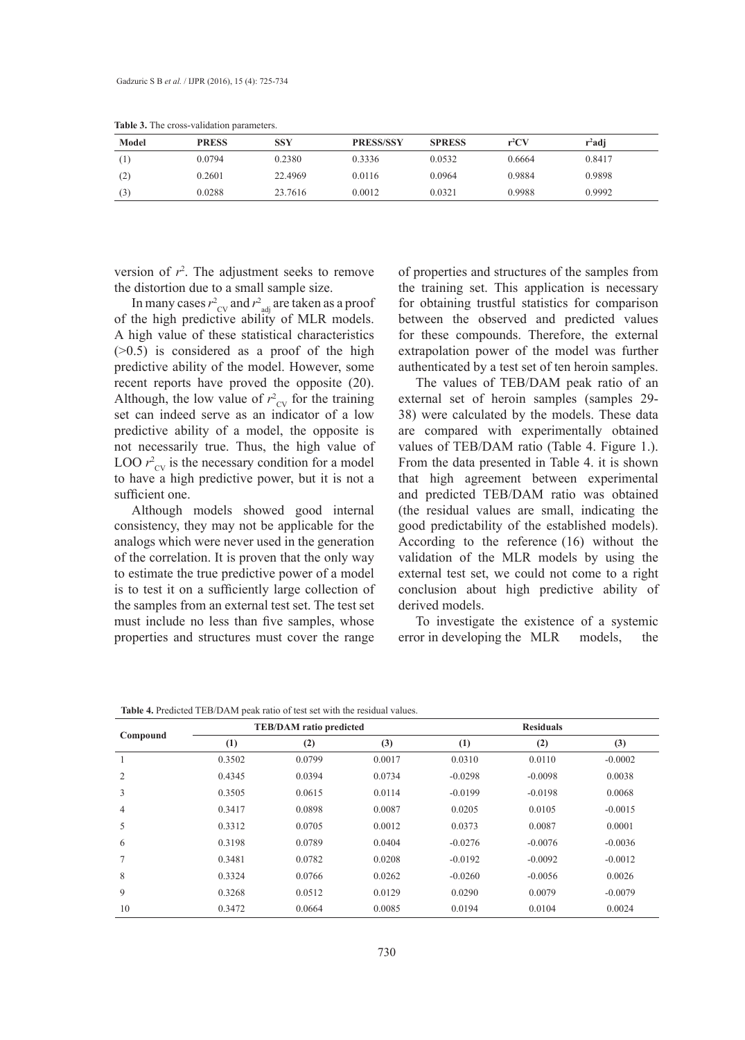**Table 3.** The cross-validation parameters.

| Model | PRESS | SSY | PRESS/SSY | SPRESS | $r^2CV$ | $r^2adj$ |
|---|---|---|---|---|---|---|
| (1) | 0.0794 | 0.2380 | 0.3336 | 0.0532 | 0.6664 | 0.8417 |
| (2) | 0.2601 | 22.4969 | 0.0116 | 0.0964 | 0.9884 | 0.9898 |
| (3) | 0.0288 | 23.7616 | 0.0012 | 0.0321 | 0.9988 | 0.9992 |

version of $r^2$. The adjustment seeks to remove the distortion due to a small sample size.

In many cases $r^2_{CV}$ and $r^2_{adj}$ are taken as a proof of the high predictive ability of MLR models. A high value of these statistical characteristics (>0.5) is considered as a proof of the high predictive ability of the model. However, some recent reports have proved the opposite (20). Although, the low value of $r^2_{CV}$ for the training set can indeed serve as an indicator of a low predictive ability of a model, the opposite is not necessarily true. Thus, the high value of LOO $r^2_{CV}$ is the necessary condition for a model to have a high predictive power, but it is not a sufficient one.

Although models showed good internal consistency, they may not be applicable for the analogs which were never used in the generation of the correlation. It is proven that the only way to estimate the true predictive power of a model is to test it on a sufficiently large collection of the samples from an external test set. The test set must include no less than five samples, whose properties and structures must cover the range of properties and structures of the samples from the training set. This application is necessary for obtaining trustful statistics for comparison between the observed and predicted values for these compounds. Therefore, the external extrapolation power of the model was further authenticated by a test set of ten heroin samples.

The values of TEB/DAM peak ratio of an external set of heroin samples (samples 29-38) were calculated by the models. These data are compared with experimentally obtained values of TEB/DAM ratio (Table 4. Figure 1.). From the data presented in Table 4. it is shown that high agreement between experimental and predicted TEB/DAM ratio was obtained (the residual values are small, indicating the good predictability of the established models). According to the reference (16) without the validation of the MLR models by using the external test set, we could not come to a right conclusion about high predictive ability of derived models.

To investigate the existence of a systemic error in developing the MLR models, the

**Table 4.** Predicted TEB/DAM peak ratio of test set with the residual values.

| Compound | TEB/DAM ratio predicted | | | Residuals | | |
|---|---|---|---|---|---|---|
| | (1) | (2) | (3) | (1) | (2) | (3) |
| 1 | 0.3502 | 0.0799 | 0.0017 | 0.0310 | 0.0110 | -0.0002 |
| 2 | 0.4345 | 0.0394 | 0.0734 | -0.0298 | -0.0098 | 0.0038 |
| 3 | 0.3505 | 0.0615 | 0.0114 | -0.0199 | -0.0198 | 0.0068 |
| 4 | 0.3417 | 0.0898 | 0.0087 | 0.0205 | 0.0105 | -0.0015 |
| 5 | 0.3312 | 0.0705 | 0.0012 | 0.0373 | 0.0087 | 0.0001 |
| 6 | 0.3198 | 0.0789 | 0.0404 | -0.0276 | -0.0076 | -0.0036 |
| 7 | 0.3481 | 0.0782 | 0.0208 | -0.0192 | -0.0092 | -0.0012 |
| 8 | 0.3324 | 0.0766 | 0.0262 | -0.0260 | -0.0056 | 0.0026 |
| 9 | 0.3268 | 0.0512 | 0.0129 | 0.0290 | 0.0079 | -0.0079 |
| 10 | 0.3472 | 0.0664 | 0.0085 | 0.0194 | 0.0104 | 0.0024 |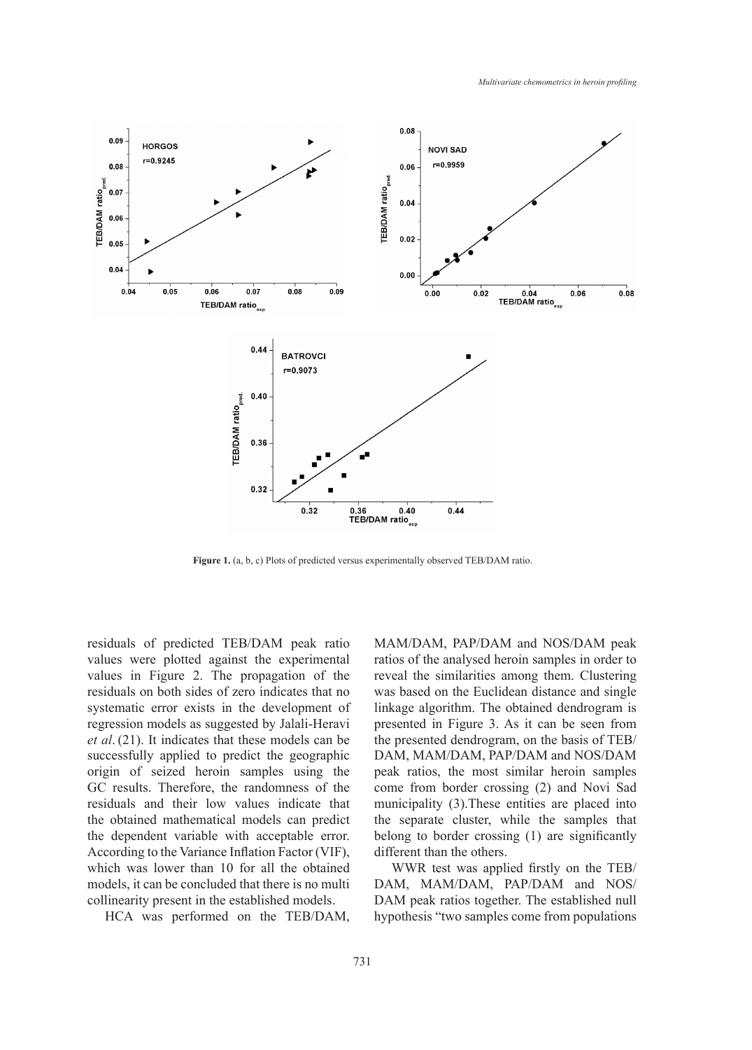**Figure 1.** (a, b, c) Plots of predicted versus experimentally observed TEB/DAM ratio.

residuals of predicted TEB/DAM peak ratio values were plotted against the experimental values in Figure 2. The propagation of the residuals on both sides of zero indicates that no systematic error exists in the development of regression models as suggested by Jalali-Heravi *et al*. (21). It indicates that these models can be successfully applied to predict the geographic origin of seized heroin samples using the GC results. Therefore, the randomness of the residuals and their low values indicate that the obtained mathematical models can predict the dependent variable with acceptable error. According to the Variance Inflation Factor (VIF), which was lower than 10 for all the obtained models, it can be concluded that there is no multi collinearity present in the established models.

HCA was performed on the TEB/DAM, MAM/DAM, PAP/DAM and NOS/DAM peak ratios of the analysed heroin samples in order to reveal the similarities among them. Clustering was based on the Euclidean distance and single linkage algorithm. The obtained dendrogram is presented in Figure 3. As it can be seen from the presented dendrogram, on the basis of TEB/DAM, MAM/DAM, PAP/DAM and NOS/DAM peak ratios, the most similar heroin samples come from border crossing (2) and Novi Sad municipality (3).These entities are placed into the separate cluster, while the samples that belong to border crossing (1) are significantly different than the others.

WWR test was applied firstly on the TEB/DAM, MAM/DAM, PAP/DAM and NOS/DAM peak ratios together. The established null hypothesis "two samples come from populations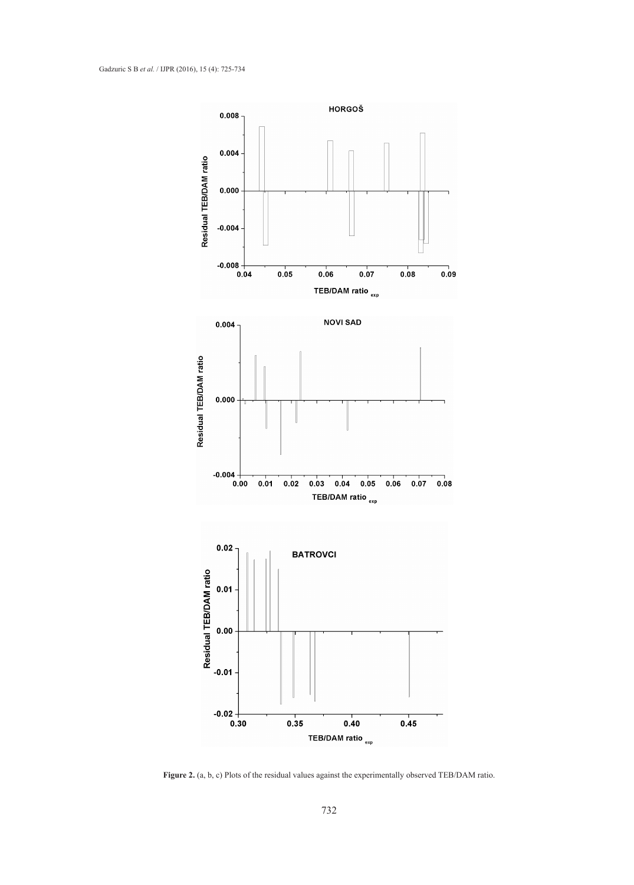**Figure 2.** (a, b, c) Plots of the residual values against the experimentally observed TEB/DAM ratio.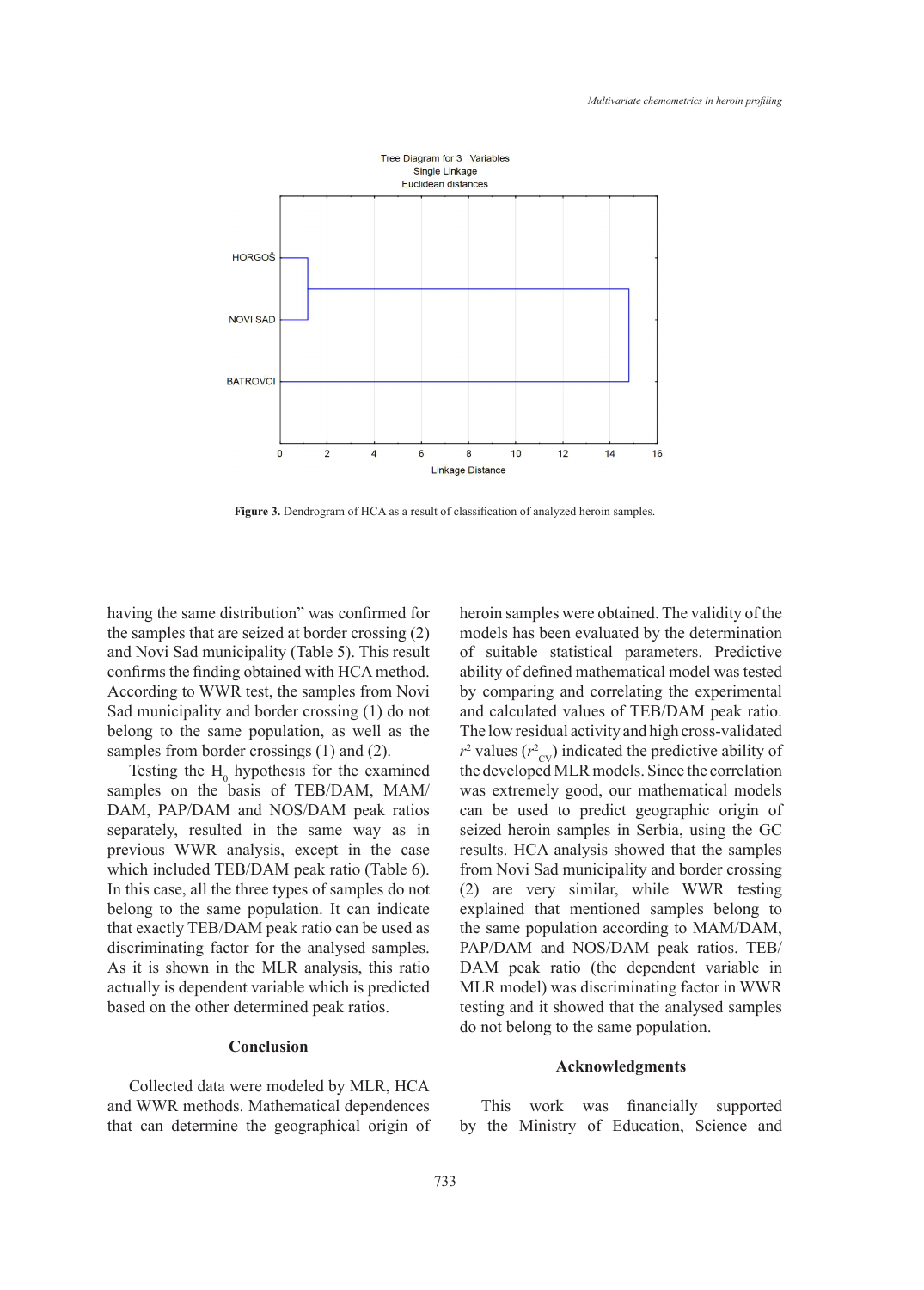Figure 3. Dendrogram of HCA as a result of classification of analyzed heroin samples.

having the same distribution" was confirmed for the samples that are seized at border crossing (2) and Novi Sad municipality (Table 5). This result confirms the finding obtained with HCA method. According to WWR test, the samples from Novi Sad municipality and border crossing (1) do not belong to the same population, as well as the samples from border crossings (1) and (2).

Testing the $H_0$ hypothesis for the examined samples on the basis of TEB/DAM, MAM/DAM, PAP/DAM and NOS/DAM peak ratios separately, resulted in the same way as in previous WWR analysis, except in the case which included TEB/DAM peak ratio (Table 6). In this case, all the three types of samples do not belong to the same population. It can indicate that exactly TEB/DAM peak ratio can be used as discriminating factor for the analysed samples. As it is shown in the MLR analysis, this ratio actually is dependent variable which is predicted based on the other determined peak ratios.

## Conclusion

Collected data were modeled by MLR, HCA and WWR methods. Mathematical dependences that can determine the geographical origin of heroin samples were obtained. The validity of the models has been evaluated by the determination of suitable statistical parameters. Predictive ability of defined mathematical model was tested by comparing and correlating the experimental and calculated values of TEB/DAM peak ratio. The low residual activity and high cross-validated $r^2$ values ($r^2_{CV}$) indicated the predictive ability of the developed MLR models. Since the correlation was extremely good, our mathematical models can be used to predict geographic origin of seized heroin samples in Serbia, using the GC results. HCA analysis showed that the samples from Novi Sad municipality and border crossing (2) are very similar, while WWR testing explained that mentioned samples belong to the same population according to MAM/DAM, PAP/DAM and NOS/DAM peak ratios. TEB/DAM peak ratio (the dependent variable in MLR model) was discriminating factor in WWR testing and it showed that the analysed samples do not belong to the same population.

## Acknowledgments

This work was financially supported by the Ministry of Education, Science and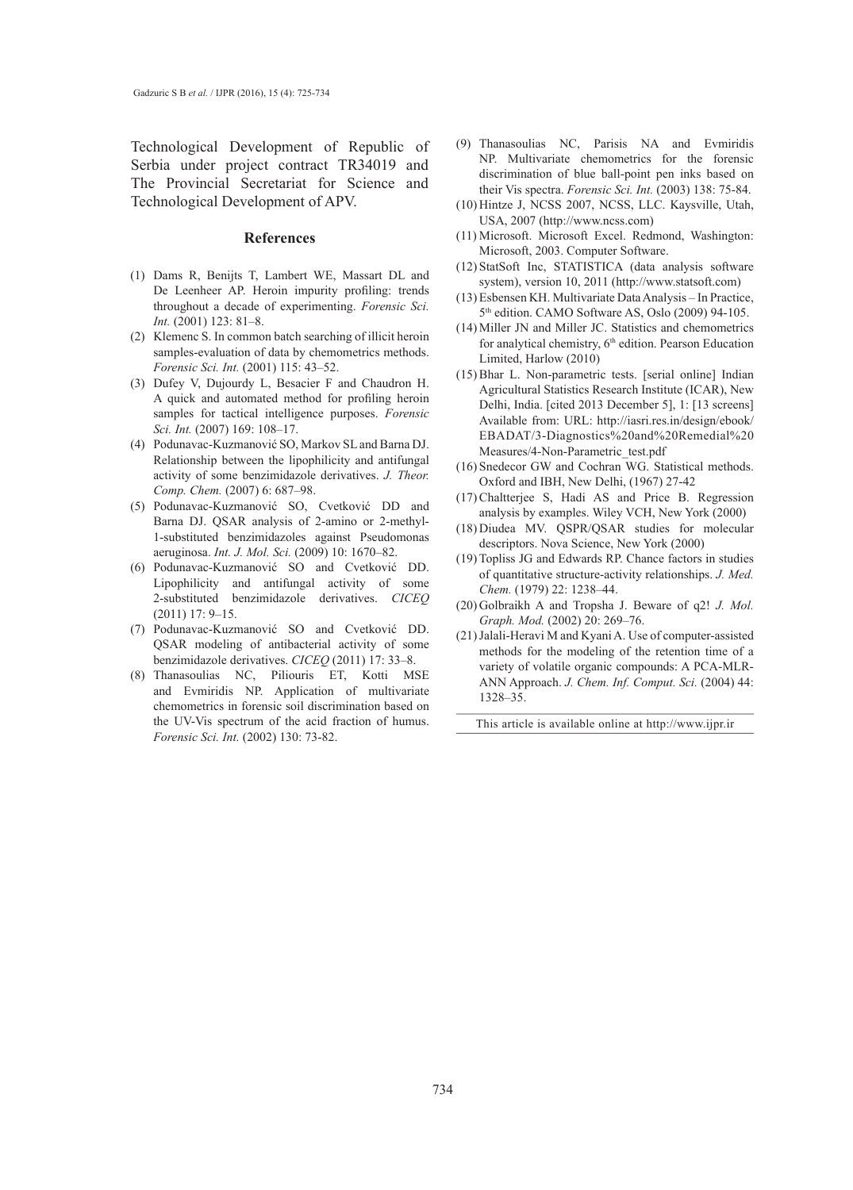Technological Development of Republic of Serbia under project contract TR34019 and The Provincial Secretariat for Science and Technological Development of APV.

## References

(1) Dams R, Benijts T, Lambert WE, Massart DL and De Leenheer AP. Heroin impurity profiling: trends throughout a decade of experimenting. *Forensic Sci. Int.* (2001) 123: 81–8.

(2) Klemenc S. In common batch searching of illicit heroin samples-evaluation of data by chemometrics methods. *Forensic Sci. Int.* (2001) 115: 43–52.

(3) Dufey V, Dujourdy L, Besacier F and Chaudron H. A quick and automated method for profiling heroin samples for tactical intelligence purposes. *Forensic Sci. Int.* (2007) 169: 108–17.

(4) Podunavac-Kuzmanović SO, Markov SL and Barna DJ. Relationship between the lipophilicity and antifungal activity of some benzimidazole derivatives. *J. Theor. Comp. Chem.* (2007) 6: 687–98.

(5) Podunavac-Kuzmanović SO, Cvetković DD and Barna DJ. QSAR analysis of 2-amino or 2-methyl-1-substituted benzimidazoles against Pseudomonas aeruginosa. *Int. J. Mol. Sci.* (2009) 10: 1670–82.

(6) Podunavac-Kuzmanović SO and Cvetković DD. Lipophilicity and antifungal activity of some 2-substituted benzimidazole derivatives. *CICEQ* (2011) 17: 9–15.

(7) Podunavac-Kuzmanović SO and Cvetković DD. QSAR modeling of antibacterial activity of some benzimidazole derivatives. *CICEQ* (2011) 17: 33–8.

(8) Thanasoulias NC, Piliouris ET, Kotti MSE and Evmiridis NP. Application of multivariate chemometrics in forensic soil discrimination based on the UV-Vis spectrum of the acid fraction of humus. *Forensic Sci. Int.* (2002) 130: 73-82.

(9) Thanasoulias NC, Parisis NA and Evmiridis NP. Multivariate chemometrics for the forensic discrimination of blue ball-point pen inks based on their Vis spectra. *Forensic Sci. Int.* (2003) 138: 75-84.

(10) Hintze J, NCSS 2007, NCSS, LLC. Kaysville, Utah, USA, 2007 (http://www.ncss.com)

(11) Microsoft. Microsoft Excel. Redmond, Washington: Microsoft, 2003. Computer Software.

(12) StatSoft Inc, STATISTICA (data analysis software system), version 10, 2011 (http://www.statsoft.com)

(13) Esbensen KH. Multivariate Data Analysis – In Practice, 5th edition. CAMO Software AS, Oslo (2009) 94-105.

(14) Miller JN and Miller JC. Statistics and chemometrics for analytical chemistry, 6th edition. Pearson Education Limited, Harlow (2010)

(15) Bhar L. Non-parametric tests. [serial online] Indian Agricultural Statistics Research Institute (ICAR), New Delhi, India. [cited 2013 December 5], 1: [13 screens] Available from: URL: http://iasri.res.in/design/ebook/EBADAT/3-Diagnostics%20and%20Remedial%20Measures/4-Non-Parametric_test.pdf

(16) Snedecor GW and Cochran WG. Statistical methods. Oxford and IBH, New Delhi, (1967) 27-42

(17) Chaltterjee S, Hadi AS and Price B. Regression analysis by examples. Wiley VCH, New York (2000)

(18) Diudea MV. QSPR/QSAR studies for molecular descriptors. Nova Science, New York (2000)

(19) Topliss JG and Edwards RP. Chance factors in studies of quantitative structure-activity relationships. *J. Med. Chem.* (1979) 22: 1238–44.

(20) Golbraikh A and Tropsha J. Beware of q2! *J. Mol. Graph. Mod.* (2002) 20: 269–76.

(21) Jalali-Heravi M and Kyani A. Use of computer-assisted methods for the modeling of the retention time of a variety of volatile organic compounds: A PCA-MLR-ANN Approach. *J. Chem. Inf. Comput. Sci.* (2004) 44: 1328–35.

This article is available online at http://www.ijpr.ir